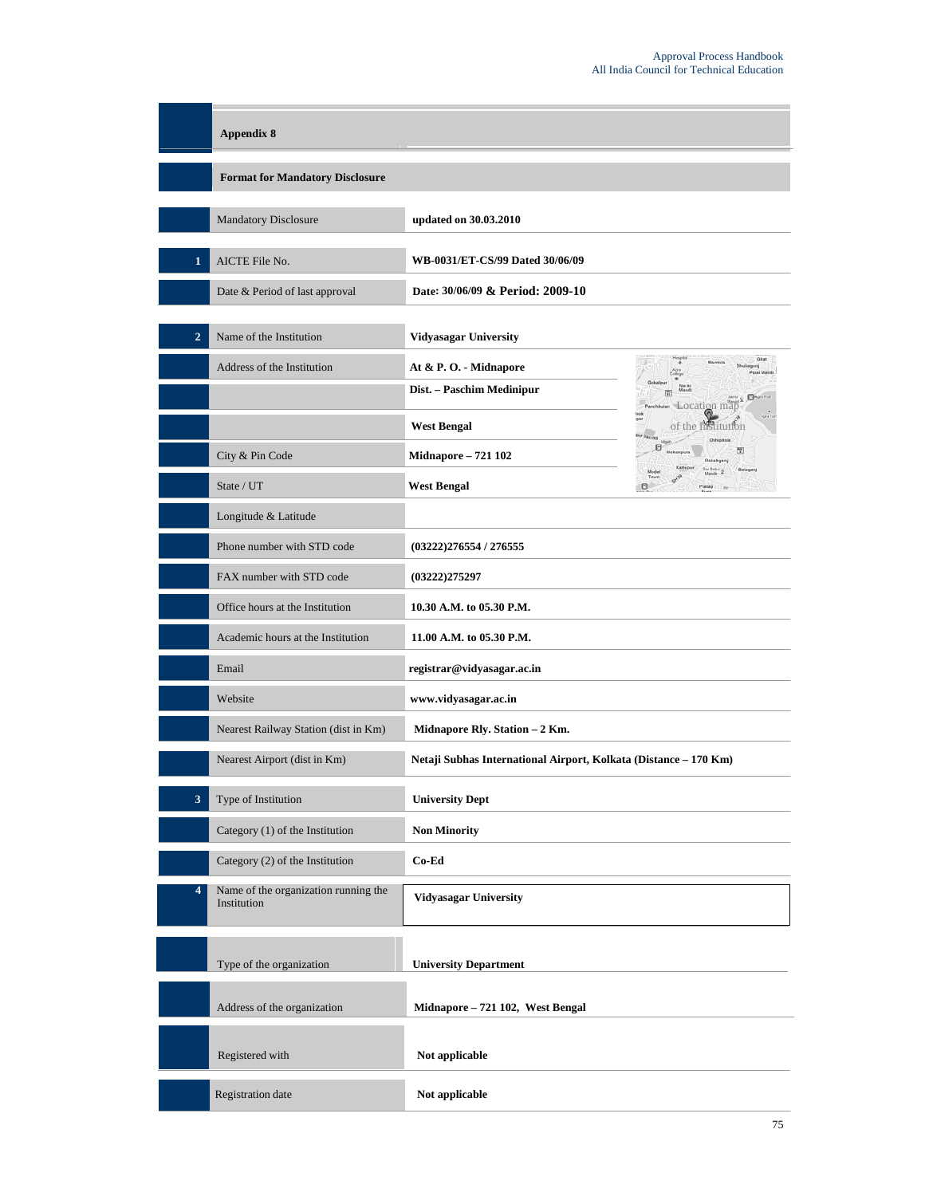## Appendix 8

### Format for Mandatory Disclosure

| | | |
|---|---|---|
| | Mandatory Disclosure | **updated on 30.03.2010** |
| 1 | AICTE File No. | **WB-0031/ET-CS/99 Dated 30/06/09** |
| | Date & Period of last approval | **Date: 30/06/09 & Period: 2009-10** |
| 2 | Name of the Institution | **Vidyasagar University** |
| | Address of the Institution | **At & P. O. - Midnapore** |
| | | **Dist. – Paschim Medinipur** |
| | | **West Bengal** |
| | City & Pin Code | **Midnapore – 721 102** |
| | State / UT | **West Bengal** |
| | Longitude & Latitude | |
| | Phone number with STD code | **(03222)276554 / 276555** |
| | FAX number with STD code | **(03222)275297** |
| | Office hours at the Institution | **10.30 A.M. to 05.30 P.M.** |
| | Academic hours at the Institution | **11.00 A.M. to 05.30 P.M.** |
| | Email | **registrar@vidyasagar.ac.in** |
| | Website | **www.vidyasagar.ac.in** |
| | Nearest Railway Station (dist in Km) | **Midnapore Rly. Station – 2 Km.** |
| | Nearest Airport (dist in Km) | **Netaji Subhas International Airport, Kolkata (Distance – 170 Km)** |
| 3 | Type of Institution | **University Dept** |
| | Category (1) of the Institution | **Non Minority** |
| | Category (2) of the Institution | **Co-Ed** |
| 4 | Name of the organization running the Institution | **Vidyasagar University** |
| | Type of the organization | **University Department** |
| | Address of the organization | **Midnapore – 721 102, West Bengal** |
| | Registered with | **Not applicable** |
| | Registration date | **Not applicable** |

Location map of the Institution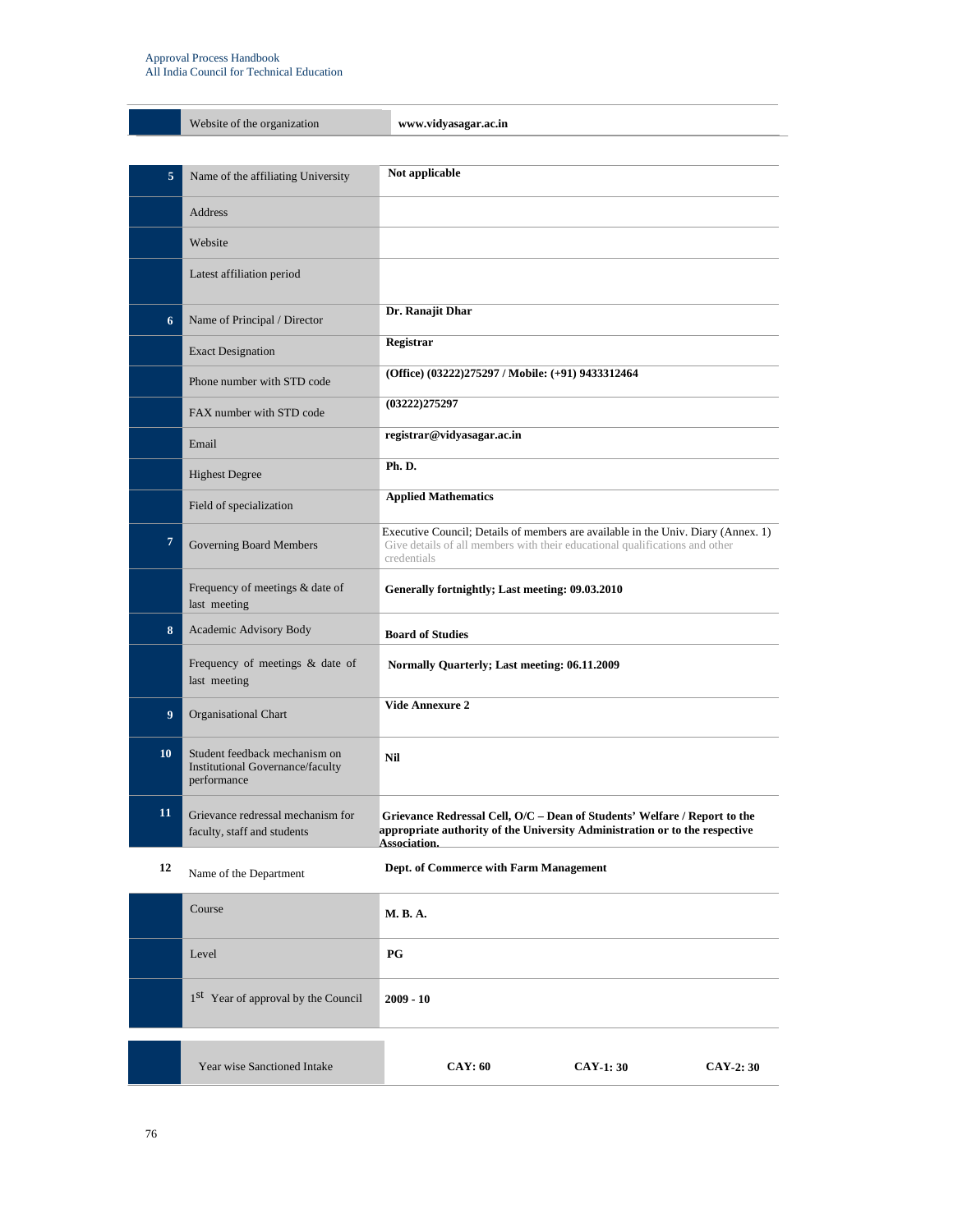| | | |
|---|---|---|
| | Website of the organization | **www.vidyasagar.ac.in** |
| **5** | Name of the affiliating University | **Not applicable** |
| | Address | |
| | Website | |
| | Latest affiliation period | |
| **6** | Name of Principal / Director | **Dr. Ranajit Dhar** |
| | Exact Designation | **Registrar** |
| | Phone number with STD code | **(Office) (03222)275297 / Mobile: (+91) 9433312464** |
| | FAX number with STD code | **(03222)275297** |
| | Email | **registrar@vidyasagar.ac.in** |
| | Highest Degree | **Ph. D.** |
| | Field of specialization | **Applied Mathematics** |
| **7** | Governing Board Members | Executive Council; Details of members are available in the Univ. Diary (Annex. 1) Give details of all members with their educational qualifications and other credentials |
| | Frequency of meetings & date of last meeting | **Generally fortnightly; Last meeting: 09.03.2010** |
| **8** | Academic Advisory Body | **Board of Studies** |
| | Frequency of meetings & date of last meeting | **Normally Quarterly; Last meeting: 06.11.2009** |
| **9** | Organisational Chart | **Vide Annexure 2** |
| **10** | Student feedback mechanism on Institutional Governance/faculty performance | **Nil** |
| **11** | Grievance redressal mechanism for faculty, staff and students | **Grievance Redressal Cell, O/C – Dean of Students' Welfare / Report to the appropriate authority of the University Administration or to the respective Association.** |
| **12** | Name of the Department | **Dept. of Commerce with Farm Management** |
| | Course | **M. B. A.** |
| | Level | **PG** |
| | 1st Year of approval by the Council | **2009 - 10** |

| | | | | |
|---|---|---|---|---|
| | Year wise Sanctioned Intake | **CAY: 60** | **CAY-1: 30** | **CAY-2: 30** |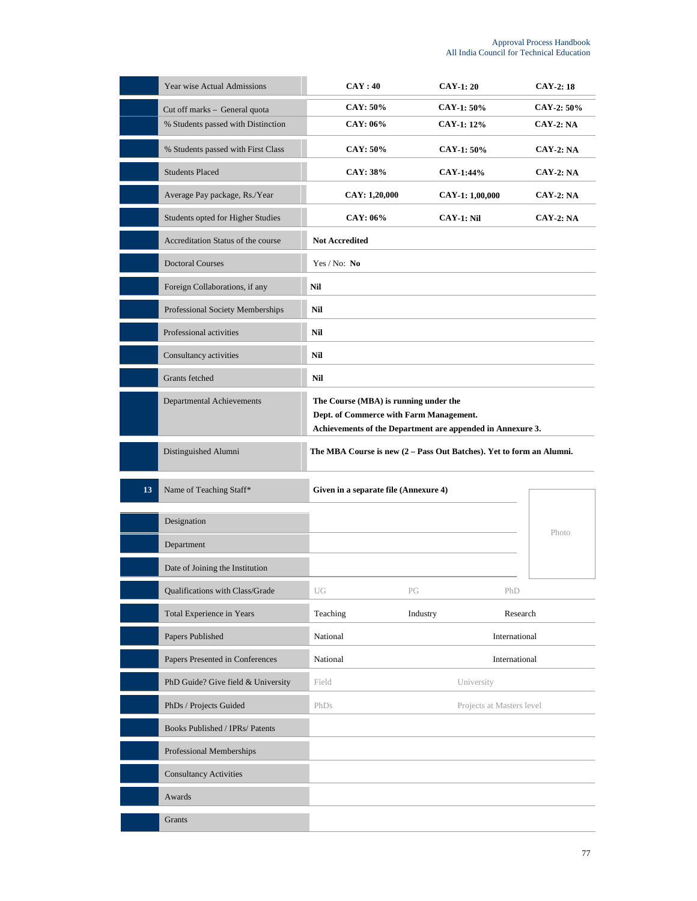| | | | | |
|---|---|---|---|---|
| | Year wise Actual Admissions | **CAY : 40** | **CAY-1: 20** | **CAY-2: 18** |
| | Cut off marks – General quota | **CAY: 50%** | **CAY-1: 50%** | **CAY-2: 50%** |
| | % Students passed with Distinction | **CAY: 06%** | **CAY-1: 12%** | **CAY-2: NA** |
| | % Students passed with First Class | **CAY: 50%** | **CAY-1: 50%** | **CAY-2: NA** |
| | Students Placed | **CAY: 38%** | **CAY-1:44%** | **CAY-2: NA** |
| | Average Pay package, Rs./Year | **CAY: 1,20,000** | **CAY-1: 1,00,000** | **CAY-2: NA** |
| | Students opted for Higher Studies | **CAY: 06%** | **CAY-1: Nil** | **CAY-2: NA** |
| | Accreditation Status of the course | **Not Accredited** | | |
| | Doctoral Courses | Yes / No: **No** | | |
| | Foreign Collaborations, if any | **Nil** | | |
| | Professional Society Memberships | **Nil** | | |
| | Professional activities | **Nil** | | |
| | Consultancy activities | **Nil** | | |
| | Grants fetched | **Nil** | | |
| | Departmental Achievements | **The Course (MBA) is running under the Dept. of Commerce with Farm Management. Achievements of the Department are appended in Annexure 3.** | | |
| | Distinguished Alumni | **The MBA Course is new (2 – Pass Out Batches). Yet to form an Alumni.** | | |

| | | | | |
|---|---|---|---|---|
| 13 | Name of Teaching Staff* | **Given in a separate file (Annexure 4)** | | Photo |
| | Designation | | | |
| | Department | | | |
| | Date of Joining the Institution | | | |
| | Qualifications with Class/Grade | UG | PG | PhD |
| | Total Experience in Years | Teaching | Industry | Research |
| | Papers Published | National | | International |
| | Papers Presented in Conferences | National | | International |
| | PhD Guide? Give field & University | Field | | University |
| | PhDs / Projects Guided | PhDs | | Projects at Masters level |
| | Books Published / IPRs/ Patents | | | |
| | Professional Memberships | | | |
| | Consultancy Activities | | | |
| | Awards | | | |
| | Grants | | | |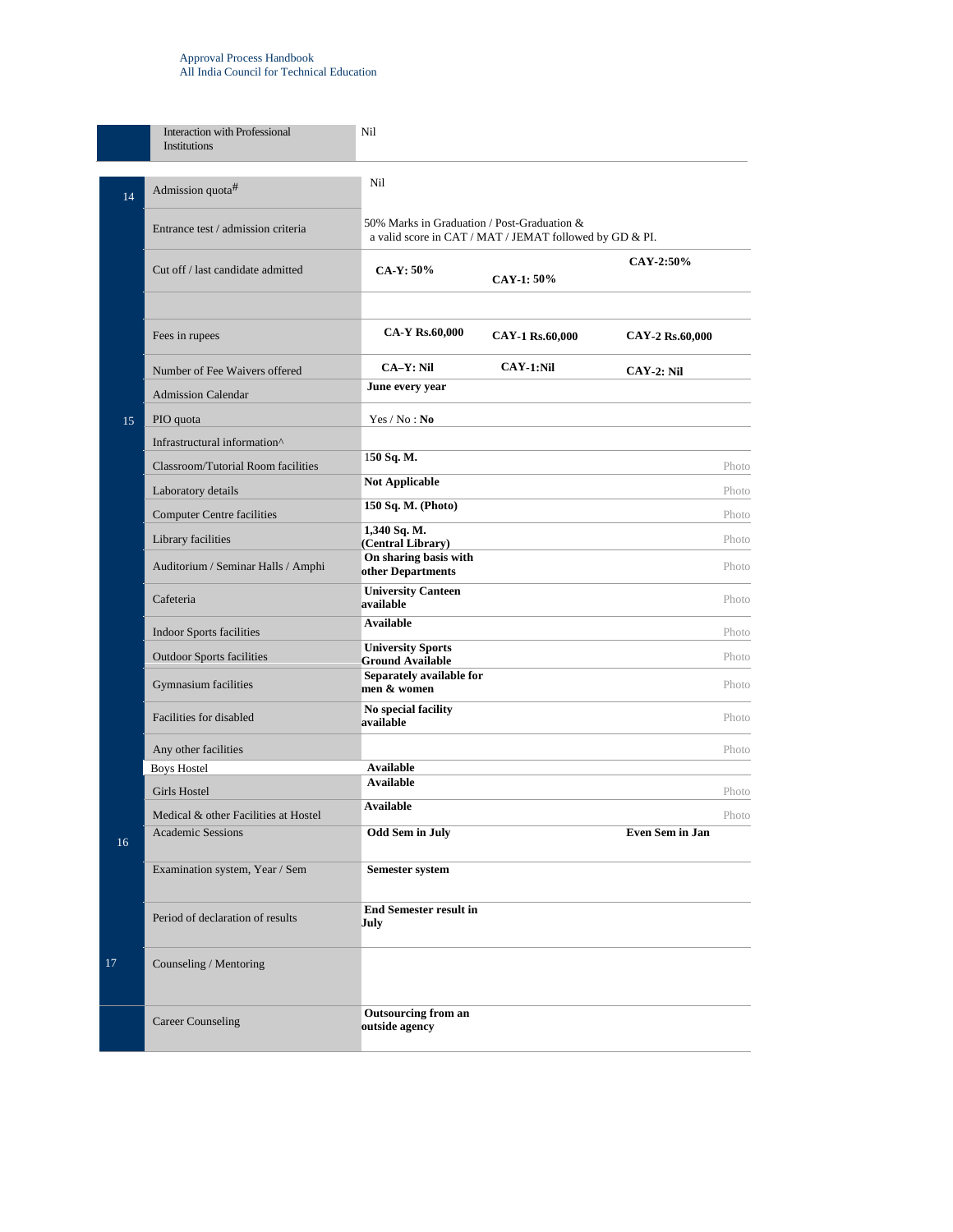| | | | | | |
|---|---|---|---|---|---|
| | Interaction with Professional Institutions | Nil | | | |
| 14 | Admission quota# | Nil | | | |
| | Entrance test / admission criteria | 50% Marks in Graduation / Post-Graduation & a valid score in CAT / MAT / JEMAT followed by GD & PI. | | | |
| | Cut off / last candidate admitted | **CA-Y: 50%** | **CAY-1: 50%** | **CAY-2:50%** | |
| | | | | | |
| | Fees in rupees | **CA-Y Rs.60,000** | **CAY-1 Rs.60,000** | **CAY-2 Rs.60,000** | |
| | Number of Fee Waivers offered | **CA–Y: Nil** | **CAY-1:Nil** | **CAY-2: Nil** | |
| | Admission Calendar | **June every year** | | | |
| 15 | PIO quota | Yes / No : **No** | | | |
| | Infrastructural information^ | | | | |
| | Classroom/Tutorial Room facilities | **150 Sq. M.** | | | Photo |
| | Laboratory details | **Not Applicable** | | | Photo |
| | Computer Centre facilities | **150 Sq. M. (Photo)** | | | Photo |
| | Library facilities | **1,340 Sq. M. (Central Library)** | | | Photo |
| | Auditorium / Seminar Halls / Amphi | **On sharing basis with other Departments** | | | Photo |
| | Cafeteria | **University Canteen available** | | | Photo |
| | Indoor Sports facilities | **Available** | | | Photo |
| | Outdoor Sports facilities | **University Sports Ground Available** | | | Photo |
| | Gymnasium facilities | **Separately available for men & women** | | | Photo |
| | Facilities for disabled | **No special facility available** | | | Photo |
| | Any other facilities | | | | Photo |
| | Boys Hostel | **Available** | | | |
| | Girls Hostel | **Available** | | | Photo |
| | Medical & other Facilities at Hostel | **Available** | | | Photo |
| 16 | Academic Sessions | **Odd Sem in July** | | **Even Sem in Jan** | |
| | Examination system, Year / Sem | **Semester system** | | | |
| | Period of declaration of results | **End Semester result in July** | | | |
| 17 | Counseling / Mentoring | | | | |
| | Career Counseling | **Outsourcing from an outside agency** | | | |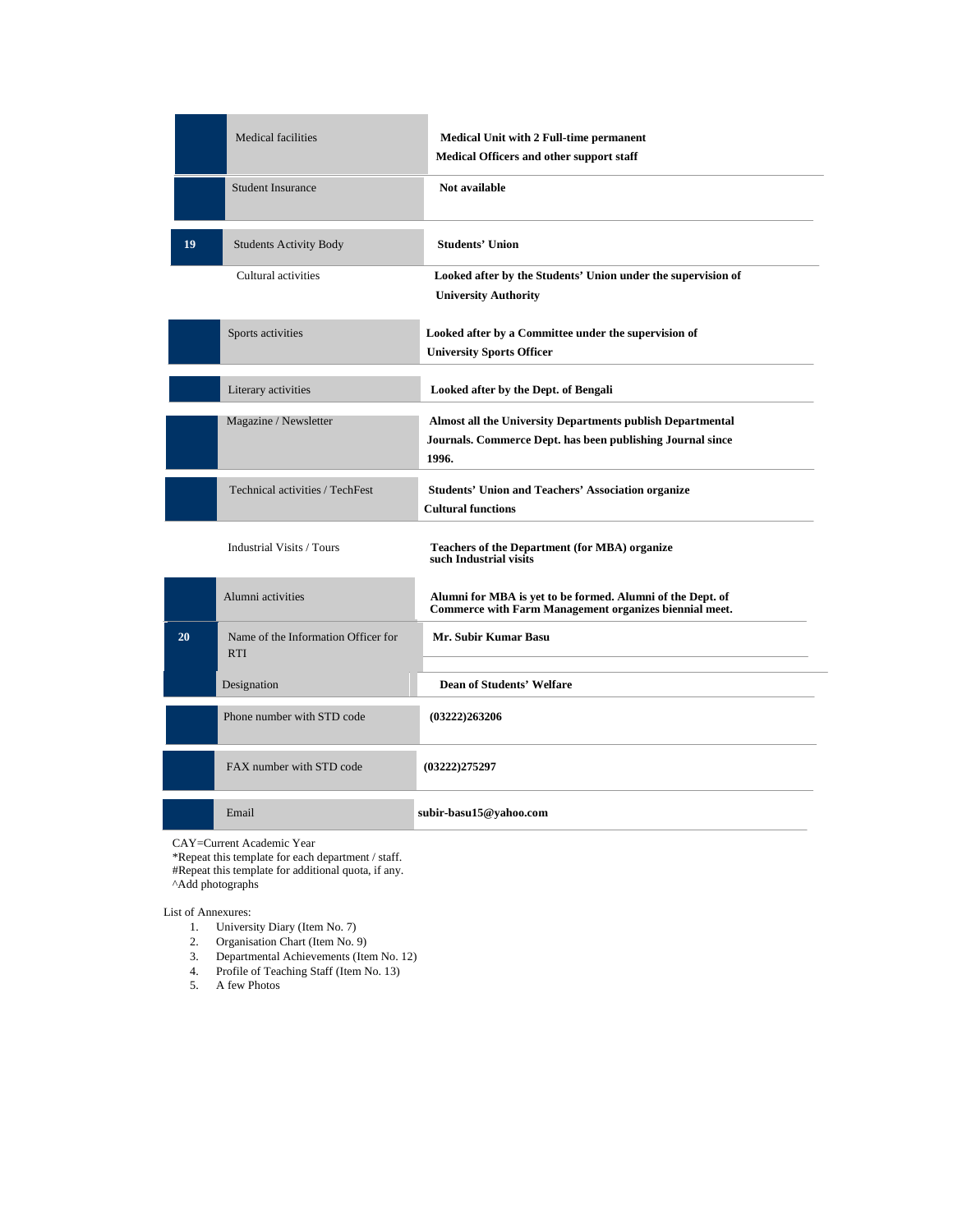| | | |
|---|---|---|
| | Medical facilities | **Medical Unit with 2 Full-time permanent Medical Officers and other support staff** |
| | Student Insurance | **Not available** |
| 19 | Students Activity Body | **Students' Union** |
| | Cultural activities | **Looked after by the Students' Union under the supervision of University Authority** |
| | Sports activities | **Looked after by a Committee under the supervision of University Sports Officer** |
| | Literary activities | **Looked after by the Dept. of Bengali** |
| | Magazine / Newsletter | **Almost all the University Departments publish Departmental Journals. Commerce Dept. has been publishing Journal since 1996.** |
| | Technical activities / TechFest | **Students' Union and Teachers' Association organize Cultural functions** |
| | Industrial Visits / Tours | **Teachers of the Department (for MBA) organize such Industrial visits** |
| | Alumni activities | **Alumni for MBA is yet to be formed. Alumni of the Dept. of Commerce with Farm Management organizes biennial meet.** |
| 20 | Name of the Information Officer for RTI | **Mr. Subir Kumar Basu** |
| | Designation | **Dean of Students' Welfare** |
| | Phone number with STD code | **(03222)263206** |
| | FAX number with STD code | **(03222)275297** |
| | Email | **subir-basu15@yahoo.com** |

CAY=Current Academic Year
*Repeat this template for each department / staff.
#Repeat this template for additional quota, if any.
^Add photographs

List of Annexures:

1. University Diary (Item No. 7)
2. Organisation Chart (Item No. 9)
3. Departmental Achievements (Item No. 12)
4. Profile of Teaching Staff (Item No. 13)
5. A few Photos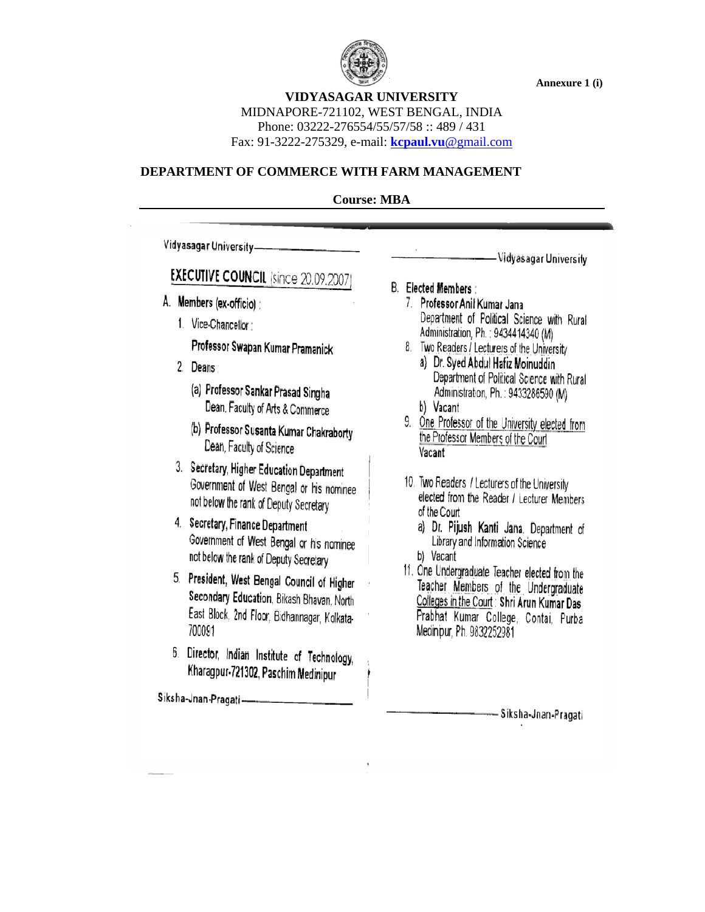Annexure 1 (i)

**VIDYASAGAR UNIVERSITY**
MIDNAPORE-721102, WEST BENGAL, INDIA
Phone: 03222-276554/55/57/58 :: 489 / 431
Fax: 91-3222-275329, e-mail: **kcpaul.vu**@gmail.com

## DEPARTMENT OF COMMERCE WITH FARM MANAGEMENT

**Course: MBA**

---

## EXECUTIVE COUNCIL (since 20.09.2007)

**A. Members (ex-officio) :**

1. Vice-Chancellor :
   **Professor Swapan Kumar Pramanick**
2. Deans
   (a) **Professor Sankar Prasad Singha**
   Dean, Faculty of Arts & Commerce
   (b) **Professor Susanta Kumar Chakraborty**
   Dean, Faculty of Science
3. **Secretary, Higher Education Department**
   Government of West Bengal or his nominee not below the rank of Deputy Secretary
4. **Secretary, Finance Department**
   Government of West Bengal or his nominee not below the rank of Deputy Secretary
5. **President, West Bengal Council of Higher Secondary Education**, Bikash Bhavan, North East Block, 2nd Floor, Bidhannagar, Kolkata-700091
6. **Director, Indian Institute of Technology, Kharagpur-721302, Paschim Medinipur**

**B. Elected Members :**

7. **Professor Anil Kumar Jana**
   Department of Political Science with Rural Administration, Ph. : 9434414340 (M)
8. Two Readers / Lecturers of the University
   a) **Dr. Syed Abdul Hafiz Moinuddin**
   Department of Political Science with Rural Administration, Ph. : 9433286590 (M)
   b) Vacant
9. One Professor of the University elected from the Professor Members of the Court
   Vacant
10. Two Readers / Lecturers of the University elected from the Reader / Lecturer Members of the Court
    a) **Dr. Pijush Kanti Jana**, Department of Library and Information Science
    b) Vacant
11. One Undergraduate Teacher elected from the Teacher Members of the Undergraduate Colleges in the Court : **Shri Arun Kumar Das**
    Prabhat Kumar College, Contai, Purba Medinipur, Ph. 9832252981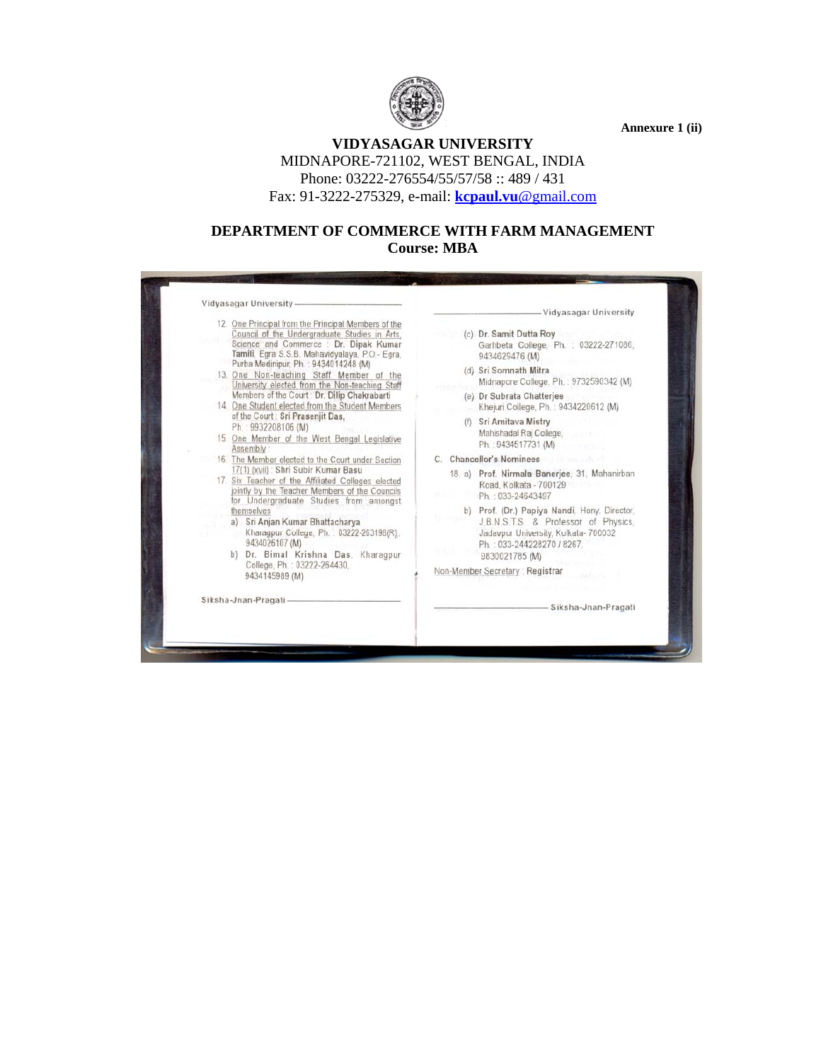Annexure 1 (ii)

# VIDYASAGAR UNIVERSITY

MIDNAPORE-721102, WEST BENGAL, INDIA
Phone: 03222-276554/55/57/58 :: 489 / 431
Fax: 91-3222-275329, e-mail: **kcpaul.vu**@gmail.com

## DEPARTMENT OF COMMERCE WITH FARM MANAGEMENT
## Course: MBA

Vidyasagar University

12. One Principal from the Principal Members of the Council of the Undergraduate Studies in Arts, Science and Commerce : **Dr. Dipak Kumar Tamili**, Egra S.S.B. Mahavidyalaya, P.O.- Egra, Purba Medinipur, Ph. : 9434014248 (M)
13. One Non-teaching Staff Member of the University elected from the Non-teaching Staff Members of the Court : **Dr. Dilip Chakrabarti**
14. One Student elected from the Student Members of the Court : **Sri Prasenjit Das**, Ph. : 9932208106 (M)
15. One Member of the West Bengal Legislative Assembly :
16. The Member elected to the Court under Section 17(1) (xvii) : **Shri Subir Kumar Basu**
17. Six Teacher of the Affiliated Colleges elected jointly by the Teacher Members of the Councils for Undergraduate Studies from amongst themselves
    a) **Sri Anjan Kumar Bhattacharya**, Kharagpur College, Ph. : 03222-263198(R), 9434026107 (M)
    b) **Dr. Bimal Krishna Das**, Kharagpur College, Ph. : 03222-264430, 9434145989 (M)
    (c) **Dr. Samit Dutta Roy**, Garhbeta College, Ph. : 03222-271080, 9434629476 (M)
    (d) **Sri Somnath Mitra**, Midnapore College, Ph. : 9732590342 (M)
    (e) **Dr Subrata Chatterjee**, Khejuri College, Ph. : 9434220612 (M)
    (f) **Sri Amitava Mistry**, Mahishadal Raj College, Ph. : 9434517731 (M)

C. **Chancellor's Nominees**

18. a) **Prof. Nirmala Banerjee**, 31, Mahanirban Road, Kolkata - 700129, Ph. : 033-24643497
    b) **Prof. (Dr.) Papiya Nandi**, Hony. Director, J.B.N.S.T.S. & Professor of Physics, Jadavpur University, Kolkata- 700032, Ph. : 033-244228270 / 8267, 9830021785 (M)

Non-Member Secretary : **Registrar**

Siksha-Jnan-Pragati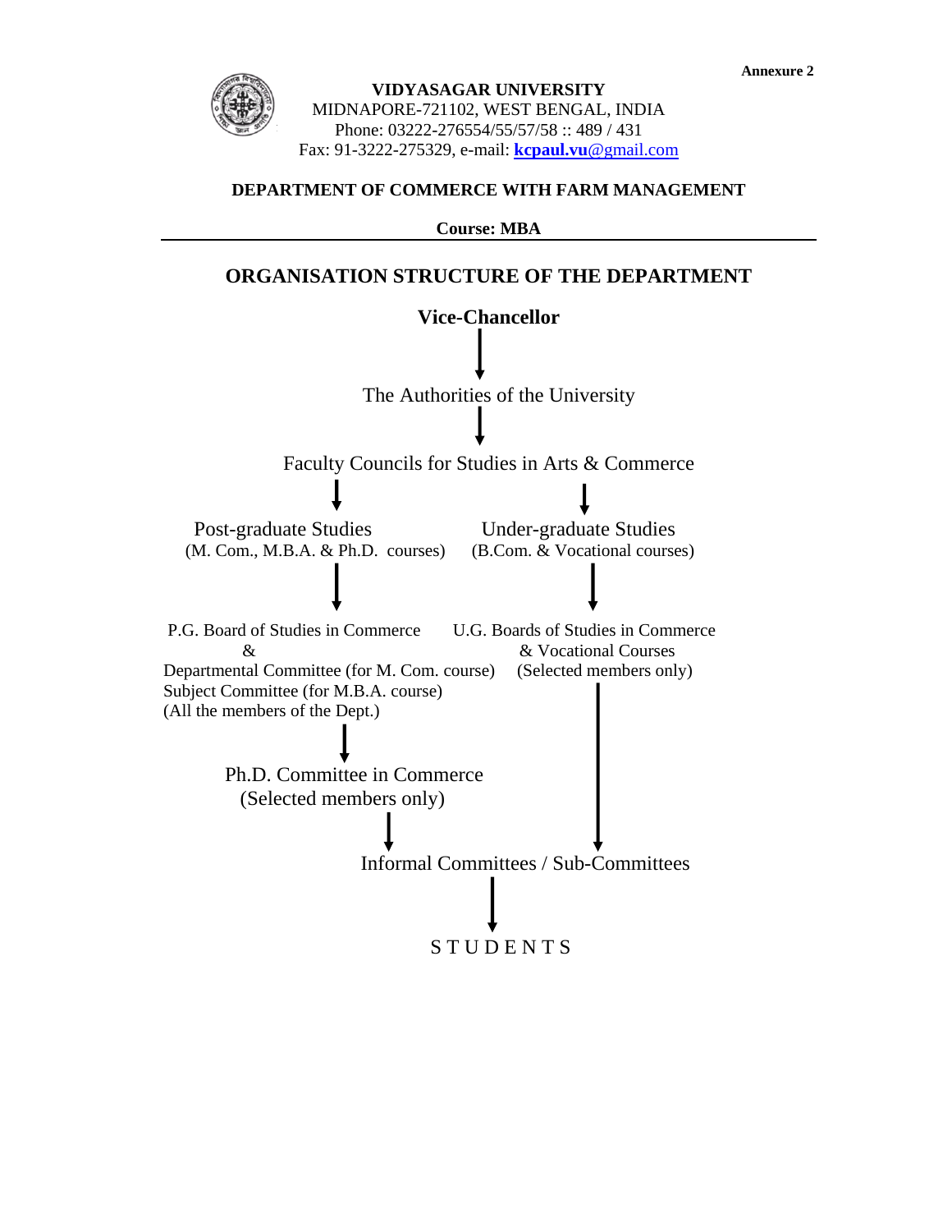Annexure 2

**VIDYASAGAR UNIVERSITY**
MIDNAPORE-721102, WEST BENGAL, INDIA
Phone: 03222-276554/55/57/58 :: 489 / 431
Fax: 91-3222-275329, e-mail: **kcpaul.vu**@gmail.com

**DEPARTMENT OF COMMERCE WITH FARM MANAGEMENT**

**Course: MBA**

---

## ORGANISATION STRUCTURE OF THE DEPARTMENT

**Vice-Chancellor**

↓

The Authorities of the University

↓

Faculty Councils for Studies in Arts & Commerce

↓ ↓

Post-graduate Studies
(M. Com., M.B.A. & Ph.D. courses)

↓

P.G. Board of Studies in Commerce
&
Departmental Committee (for M. Com. course)
Subject Committee (for M.B.A. course)
(All the members of the Dept.)

↓

Ph.D. Committee in Commerce
(Selected members only)

↓

Under-graduate Studies
(B.Com. & Vocational courses)

↓

U.G. Boards of Studies in Commerce
& Vocational Courses
(Selected members only)

↓

Informal Committees / Sub-Committees

↓

S T U D E N T S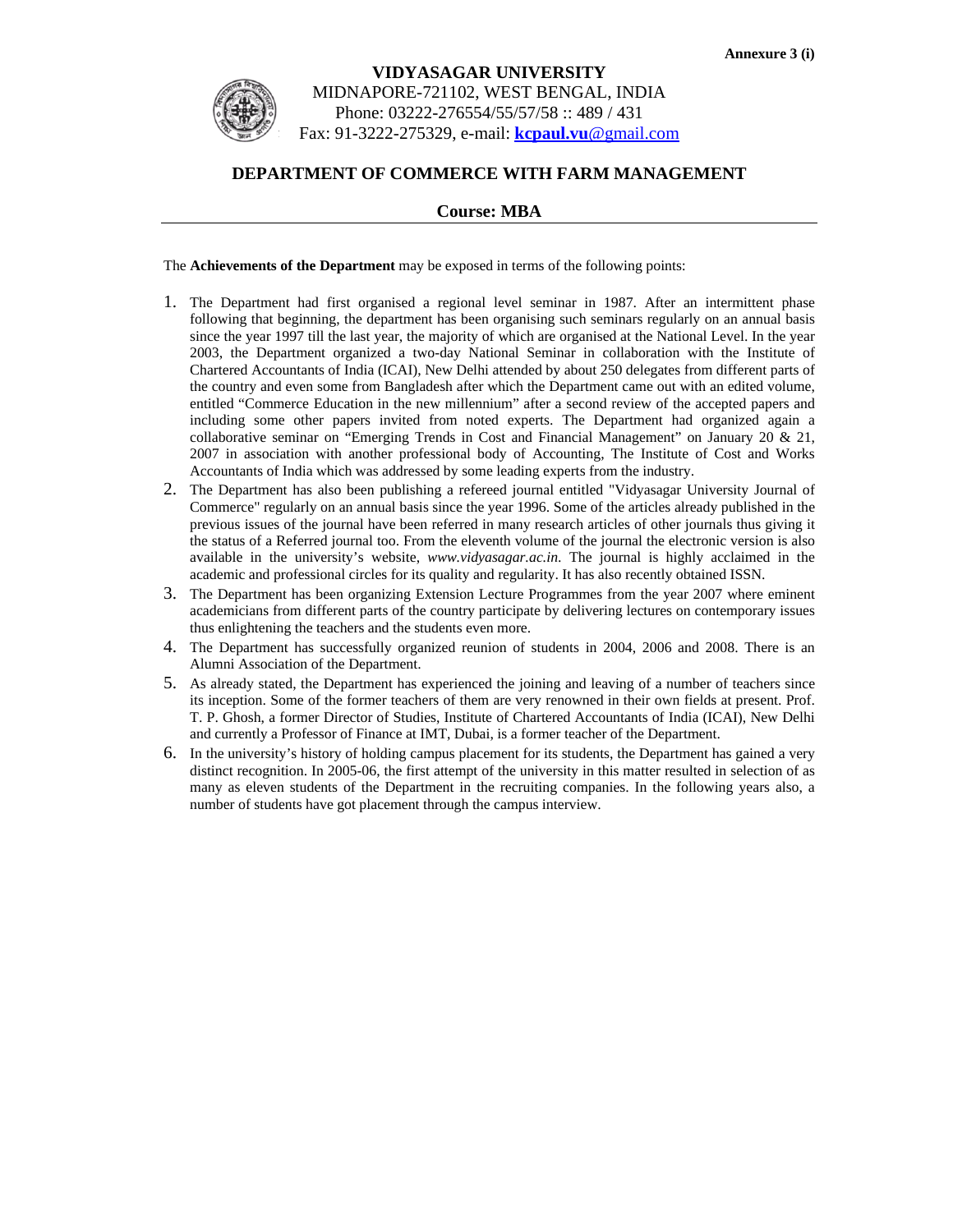Annexure 3 (i)

**VIDYASAGAR UNIVERSITY**
MIDNAPORE-721102, WEST BENGAL, INDIA
Phone: 03222-276554/55/57/58 :: 489 / 431
Fax: 91-3222-275329, e-mail: **kcpaul.vu**@gmail.com

## DEPARTMENT OF COMMERCE WITH FARM MANAGEMENT

### Course: MBA

---

The **Achievements of the Department** may be exposed in terms of the following points:

1. The Department had first organised a regional level seminar in 1987. After an intermittent phase following that beginning, the department has been organising such seminars regularly on an annual basis since the year 1997 till the last year, the majority of which are organised at the National Level. In the year 2003, the Department organized a two-day National Seminar in collaboration with the Institute of Chartered Accountants of India (ICAI), New Delhi attended by about 250 delegates from different parts of the country and even some from Bangladesh after which the Department came out with an edited volume, entitled "Commerce Education in the new millennium" after a second review of the accepted papers and including some other papers invited from noted experts. The Department had organized again a collaborative seminar on "Emerging Trends in Cost and Financial Management" on January 20 & 21, 2007 in association with another professional body of Accounting, The Institute of Cost and Works Accountants of India which was addressed by some leading experts from the industry.
2. The Department has also been publishing a refereed journal entitled "Vidyasagar University Journal of Commerce" regularly on an annual basis since the year 1996. Some of the articles already published in the previous issues of the journal have been referred in many research articles of other journals thus giving it the status of a Referred journal too. From the eleventh volume of the journal the electronic version is also available in the university's website, *www.vidyasagar.ac.in*. The journal is highly acclaimed in the academic and professional circles for its quality and regularity. It has also recently obtained ISSN.
3. The Department has been organizing Extension Lecture Programmes from the year 2007 where eminent academicians from different parts of the country participate by delivering lectures on contemporary issues thus enlightening the teachers and the students even more.
4. The Department has successfully organized reunion of students in 2004, 2006 and 2008. There is an Alumni Association of the Department.
5. As already stated, the Department has experienced the joining and leaving of a number of teachers since its inception. Some of the former teachers of them are very renowned in their own fields at present. Prof. T. P. Ghosh, a former Director of Studies, Institute of Chartered Accountants of India (ICAI), New Delhi and currently a Professor of Finance at IMT, Dubai, is a former teacher of the Department.
6. In the university's history of holding campus placement for its students, the Department has gained a very distinct recognition. In 2005-06, the first attempt of the university in this matter resulted in selection of as many as eleven students of the Department in the recruiting companies. In the following years also, a number of students have got placement through the campus interview.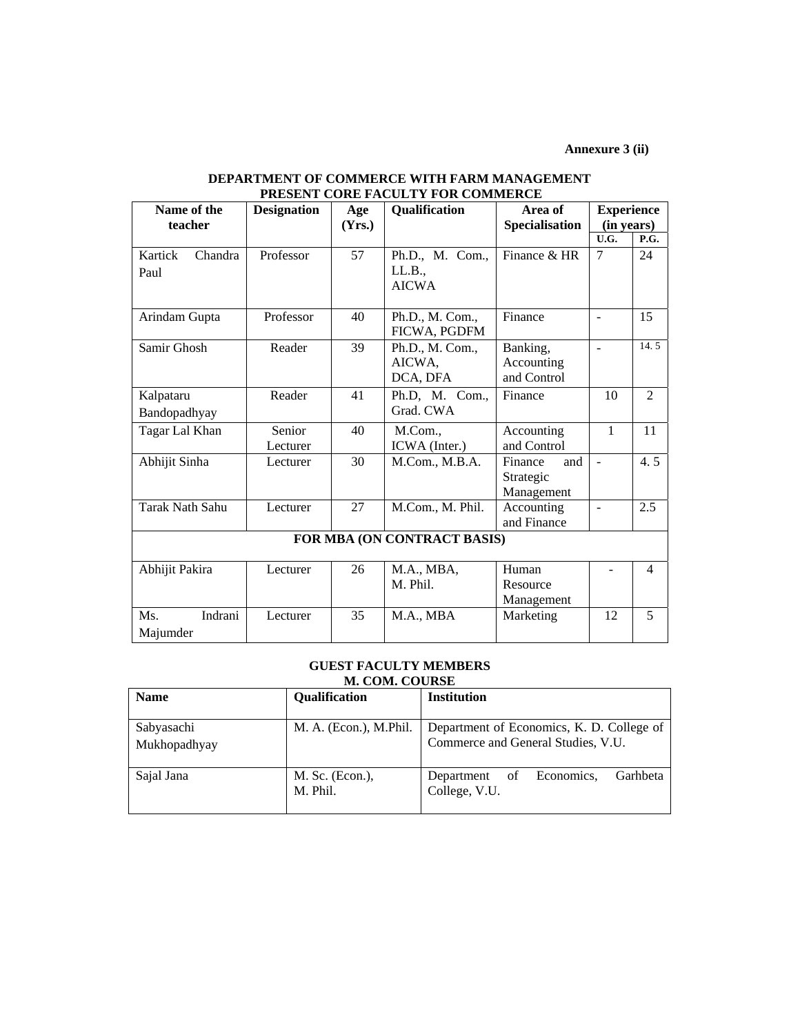**Annexure 3 (ii)**

## DEPARTMENT OF COMMERCE WITH FARM MANAGEMENT
## PRESENT CORE FACULTY FOR COMMERCE

| Name of the teacher | Designation | Age (Yrs.) | Qualification | Area of Specialisation | Experience (in years) | |
|---|---|---|---|---|---|---|
| | | | | | U.G. | P.G. |
| Kartick Chandra Paul | Professor | 57 | Ph.D., M. Com., LL.B., AICWA | Finance & HR | 7 | 24 |
| Arindam Gupta | Professor | 40 | Ph.D., M. Com., FICWA, PGDFM | Finance | - | 15 |
| Samir Ghosh | Reader | 39 | Ph.D., M. Com., AICWA, DCA, DFA | Banking, Accounting and Control | - | 14. 5 |
| Kalpataru Bandopadhyay | Reader | 41 | Ph.D, M. Com., Grad. CWA | Finance | 10 | 2 |
| Tagar Lal Khan | Senior Lecturer | 40 | M.Com., ICWA (Inter.) | Accounting and Control | 1 | 11 |
| Abhijit Sinha | Lecturer | 30 | M.Com., M.B.A. | Finance and Strategic Management | - | 4. 5 |
| Tarak Nath Sahu | Lecturer | 27 | M.Com., M. Phil. | Accounting and Finance | - | 2.5 |
| **FOR MBA (ON CONTRACT BASIS)** | | | | | | |
| Abhijit Pakira | Lecturer | 26 | M.A., MBA, M. Phil. | Human Resource Management | - | 4 |
| Ms. Indrani Majumder | Lecturer | 35 | M.A., MBA | Marketing | 12 | 5 |

## GUEST FACULTY MEMBERS
## M. COM. COURSE

| Name | Qualification | Institution |
|---|---|---|
| Sabyasachi Mukhopadhyay | M. A. (Econ.), M.Phil. | Department of Economics, K. D. College of Commerce and General Studies, V.U. |
| Sajal Jana | M. Sc. (Econ.), M. Phil. | Department of Economics, Garhbeta College, V.U. |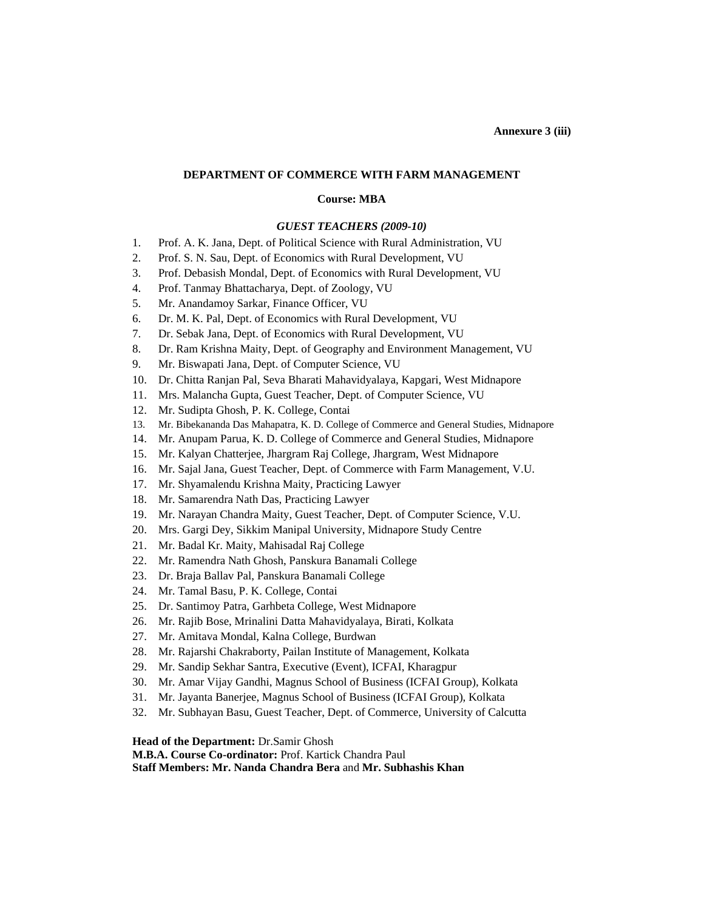**Annexure 3 (iii)**

**DEPARTMENT OF COMMERCE WITH FARM MANAGEMENT**

**Course: MBA**

***GUEST TEACHERS (2009-10)***

1. Prof. A. K. Jana, Dept. of Political Science with Rural Administration, VU
2. Prof. S. N. Sau, Dept. of Economics with Rural Development, VU
3. Prof. Debasish Mondal, Dept. of Economics with Rural Development, VU
4. Prof. Tanmay Bhattacharya, Dept. of Zoology, VU
5. Mr. Anandamoy Sarkar, Finance Officer, VU
6. Dr. M. K. Pal, Dept. of Economics with Rural Development, VU
7. Dr. Sebak Jana, Dept. of Economics with Rural Development, VU
8. Dr. Ram Krishna Maity, Dept. of Geography and Environment Management, VU
9. Mr. Biswapati Jana, Dept. of Computer Science, VU
10. Dr. Chitta Ranjan Pal, Seva Bharati Mahavidyalaya, Kapgari, West Midnapore
11. Mrs. Malancha Gupta, Guest Teacher, Dept. of Computer Science, VU
12. Mr. Sudipta Ghosh, P. K. College, Contai
13. Mr. Bibekananda Das Mahapatra, K. D. College of Commerce and General Studies, Midnapore
14. Mr. Anupam Parua, K. D. College of Commerce and General Studies, Midnapore
15. Mr. Kalyan Chatterjee, Jhargram Raj College, Jhargram, West Midnapore
16. Mr. Sajal Jana, Guest Teacher, Dept. of Commerce with Farm Management, V.U.
17. Mr. Shyamalendu Krishna Maity, Practicing Lawyer
18. Mr. Samarendra Nath Das, Practicing Lawyer
19. Mr. Narayan Chandra Maity, Guest Teacher, Dept. of Computer Science, V.U.
20. Mrs. Gargi Dey, Sikkim Manipal University, Midnapore Study Centre
21. Mr. Badal Kr. Maity, Mahisadal Raj College
22. Mr. Ramendra Nath Ghosh, Panskura Banamali College
23. Dr. Braja Ballav Pal, Panskura Banamali College
24. Mr. Tamal Basu, P. K. College, Contai
25. Dr. Santimoy Patra, Garhbeta College, West Midnapore
26. Mr. Rajib Bose, Mrinalini Datta Mahavidyalaya, Birati, Kolkata
27. Mr. Amitava Mondal, Kalna College, Burdwan
28. Mr. Rajarshi Chakraborty, Pailan Institute of Management, Kolkata
29. Mr. Sandip Sekhar Santra, Executive (Event), ICFAI, Kharagpur
30. Mr. Amar Vijay Gandhi, Magnus School of Business (ICFAI Group), Kolkata
31. Mr. Jayanta Banerjee, Magnus School of Business (ICFAI Group), Kolkata
32. Mr. Subhayan Basu, Guest Teacher, Dept. of Commerce, University of Calcutta

**Head of the Department:** Dr.Samir Ghosh
**M.B.A. Course Co-ordinator:** Prof. Kartick Chandra Paul
**Staff Members: Mr. Nanda Chandra Bera** and **Mr. Subhashis Khan**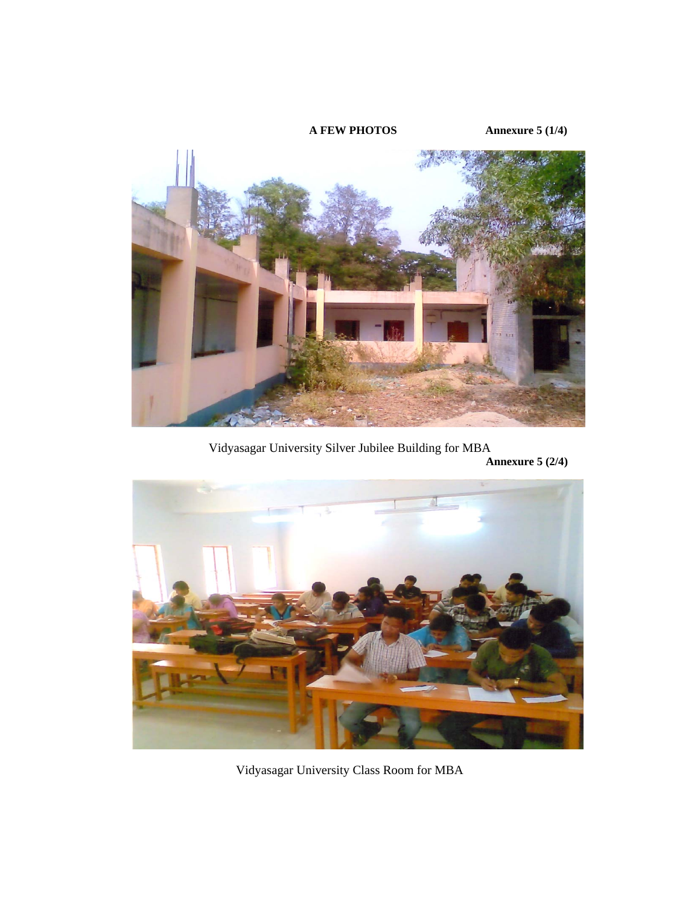**A FEW PHOTOS** **Annexure 5 (1/4)**

Vidyasagar University Silver Jubilee Building for MBA

**Annexure 5 (2/4)**

Vidyasagar University Class Room for MBA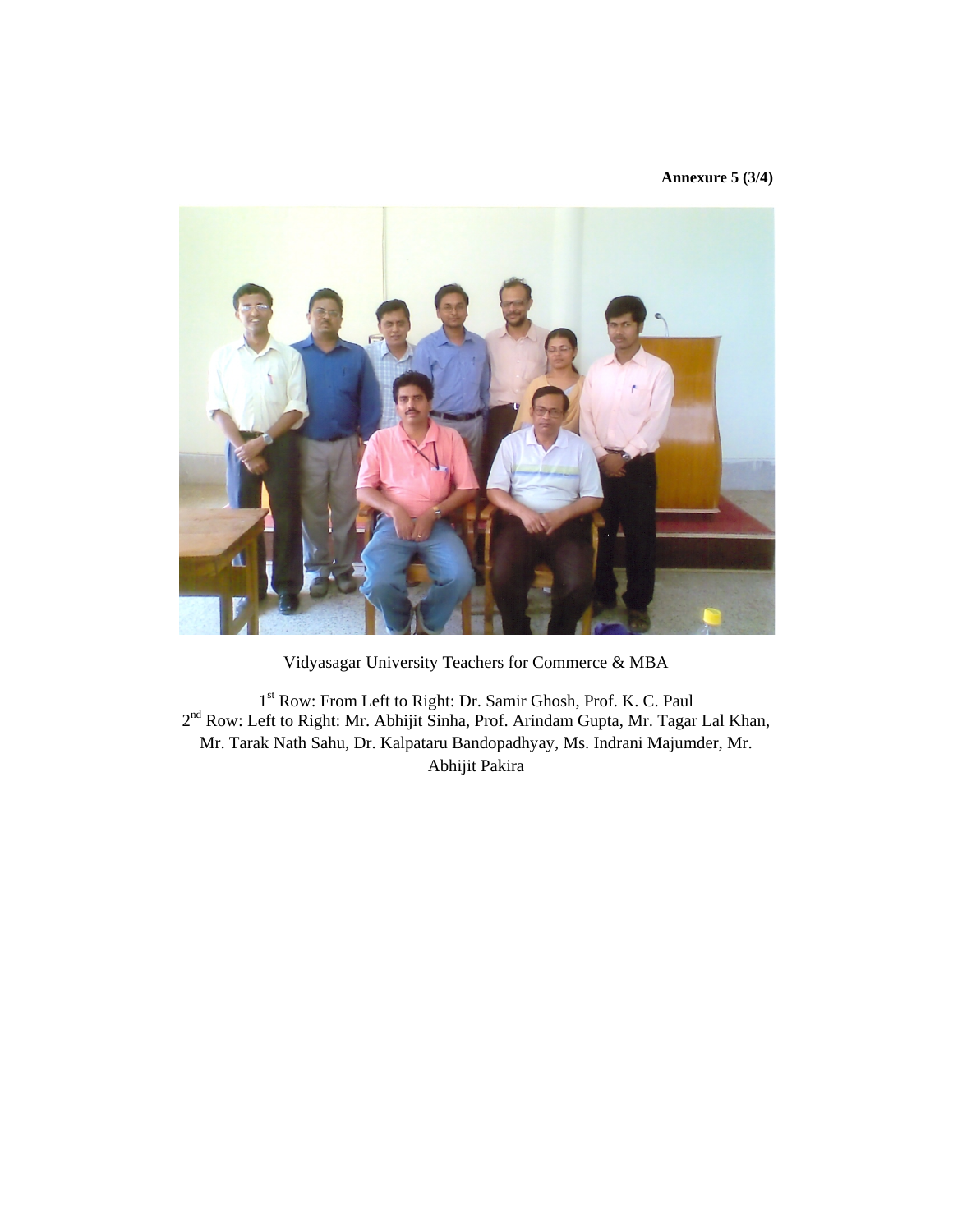**Annexure 5 (3/4)**

Vidyasagar University Teachers for Commerce & MBA

1st Row: From Left to Right: Dr. Samir Ghosh, Prof. K. C. Paul
2nd Row: Left to Right: Mr. Abhijit Sinha, Prof. Arindam Gupta, Mr. Tagar Lal Khan, Mr. Tarak Nath Sahu, Dr. Kalpataru Bandopadhyay, Ms. Indrani Majumder, Mr. Abhijit Pakira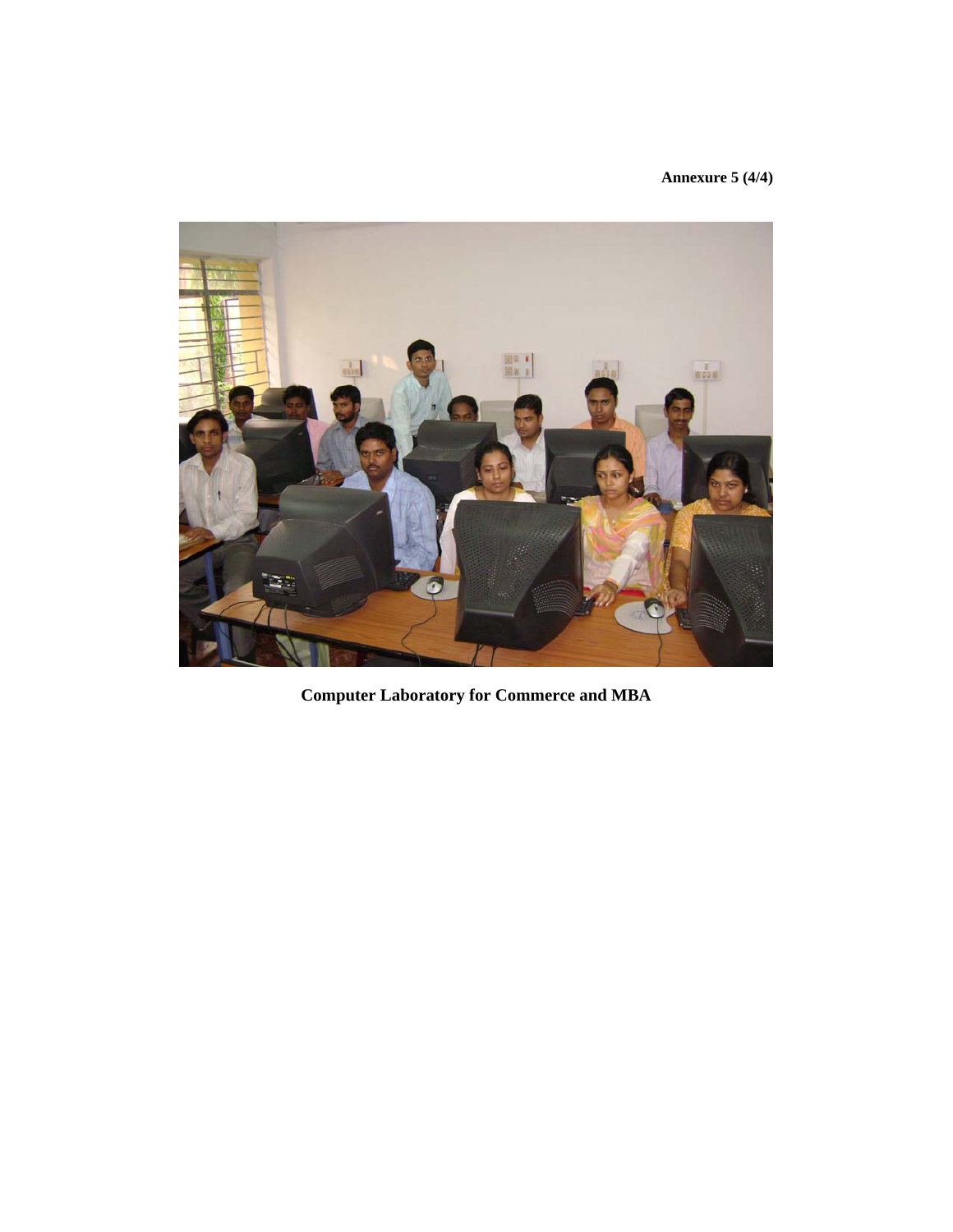**Annexure 5 (4/4)**

**Computer Laboratory for Commerce and MBA**